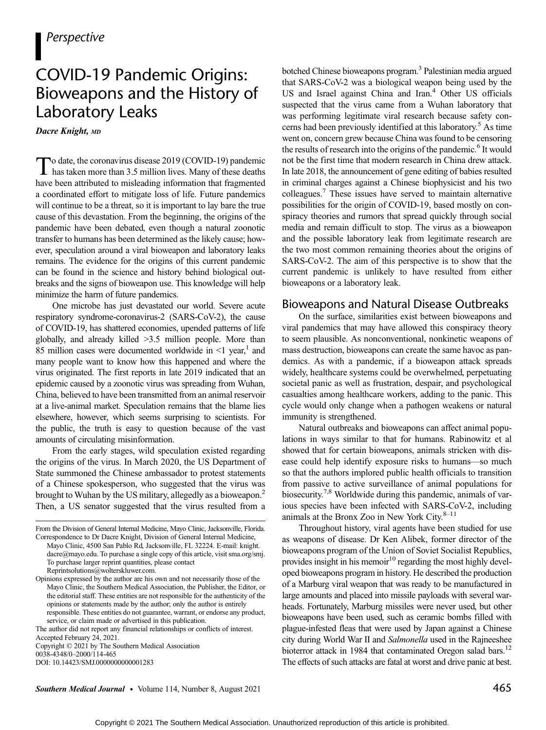*Perspective*

# COVID-19 Pandemic Origins: Bioweapons and the History of Laboratory Leaks

***Dacre Knight,** MD*

To date, the coronavirus disease 2019 (COVID-19) pandemic has taken more than 3.5 million lives. Many of these deaths have been attributed to misleading information that fragmented a coordinated effort to mitigate loss of life. Future pandemics will continue to be a threat, so it is important to lay bare the true cause of this devastation. From the beginning, the origins of the pandemic have been debated, even though a natural zoonotic transfer to humans has been determined as the likely cause; however, speculation around a viral bioweapon and laboratory leaks remains. The evidence for the origins of this current pandemic can be found in the science and history behind biological outbreaks and the signs of bioweapon use. This knowledge will help minimize the harm of future pandemics.

One microbe has just devastated our world. Severe acute respiratory syndrome-coronavirus-2 (SARS-CoV-2), the cause of COVID-19, has shattered economies, upended patterns of life globally, and already killed >3.5 million people. More than 85 million cases were documented worldwide in <1 year,[1] and many people want to know how this happened and where the virus originated. The first reports in late 2019 indicated that an epidemic caused by a zoonotic virus was spreading from Wuhan, China, believed to have been transmitted from an animal reservoir at a live-animal market. Speculation remains that the blame lies elsewhere, however, which seems surprising to scientists. For the public, the truth is easy to question because of the vast amounts of circulating misinformation.

From the early stages, wild speculation existed regarding the origins of the virus. In March 2020, the US Department of State summoned the Chinese ambassador to protest statements of a Chinese spokesperson, who suggested that the virus was brought to Wuhan by the US military, allegedly as a bioweapon.[2] Then, a US senator suggested that the virus resulted from a botched Chinese bioweapons program.[3] Palestinian media argued that SARS-CoV-2 was a biological weapon being used by the US and Israel against China and Iran.[4] Other US officials suspected that the virus came from a Wuhan laboratory that was performing legitimate viral research because safety concerns had been previously identified at this laboratory.[5] As time went on, concern grew because China was found to be censoring the results of research into the origins of the pandemic.[6] It would not be the first time that modern research in China drew attack. In late 2018, the announcement of gene editing of babies resulted in criminal charges against a Chinese biophysicist and his two colleagues.[7] These issues have served to maintain alternative possibilities for the origin of COVID-19, based mostly on conspiracy theories and rumors that spread quickly through social media and remain difficult to stop. The virus as a bioweapon and the possible laboratory leak from legitimate research are the two most common remaining theories about the origins of SARS-CoV-2. The aim of this perspective is to show that the current pandemic is unlikely to have resulted from either bioweapons or a laboratory leak.

## Bioweapons and Natural Disease Outbreaks

On the surface, similarities exist between bioweapons and viral pandemics that may have allowed this conspiracy theory to seem plausible. As nonconventional, nonkinetic weapons of mass destruction, bioweapons can create the same havoc as pandemics. As with a pandemic, if a bioweapon attack spreads widely, healthcare systems could be overwhelmed, perpetuating societal panic as well as frustration, despair, and psychological casualties among healthcare workers, adding to the panic. This cycle would only change when a pathogen weakens or natural immunity is strengthened.

Natural outbreaks and bioweapons can affect animal populations in ways similar to that for humans. Rabinowitz et al showed that for certain bioweapons, animals stricken with disease could help identify exposure risks to humans—so much so that the authors implored public health officials to transition from passive to active surveillance of animal populations for biosecurity.[7,8] Worldwide during this pandemic, animals of various species have been infected with SARS-CoV-2, including animals at the Bronx Zoo in New York City.[8–11]

Throughout history, viral agents have been studied for use as weapons of disease. Dr Ken Alibek, former director of the bioweapons program of the Union of Soviet Socialist Republics, provides insight in his memoir[10] regarding the most highly developed bioweapons program in history. He described the production of a Marburg viral weapon that was ready to be manufactured in large amounts and placed into missile payloads with several warheads. Fortunately, Marburg missiles were never used, but other bioweapons have been used, such as ceramic bombs filled with plague-infested fleas that were used by Japan against a Chinese city during World War II and *Salmonella* used in the Rajneeshee bioterror attack in 1984 that contaminated Oregon salad bars.[12] The effects of such attacks are fatal at worst and drive panic at best.

From the Division of General Internal Medicine, Mayo Clinic, Jacksonville, Florida.

Correspondence to Dr Dacre Knight, Division of General Internal Medicine, Mayo Clinic, 4500 San Pablo Rd, Jacksonville, FL 32224. E-mail: knight.dacre@mayo.edu. To purchase a single copy of this article, visit sma.org/smj. To purchase larger reprint quantities, please contact Reprintsolutions@wolterskluwer.com.

Opinions expressed by the author are his own and not necessarily those of the Mayo Clinic, the Southern Medical Association, the Publisher, the Editor, or the editorial staff. These entities are not responsible for the authenticity of the opinions or statements made by the author; only the author is entirely responsible. These entities do not guarantee, warrant, or endorse any product, service, or claim made or advertised in this publication.

The author did not report any financial relationships or conflicts of interest.

Accepted February 24, 2021.

Copyright © 2021 by The Southern Medical Association

0038-4348/0–2000/114-465

DOI: 10.14423/SMJ.0000000000001283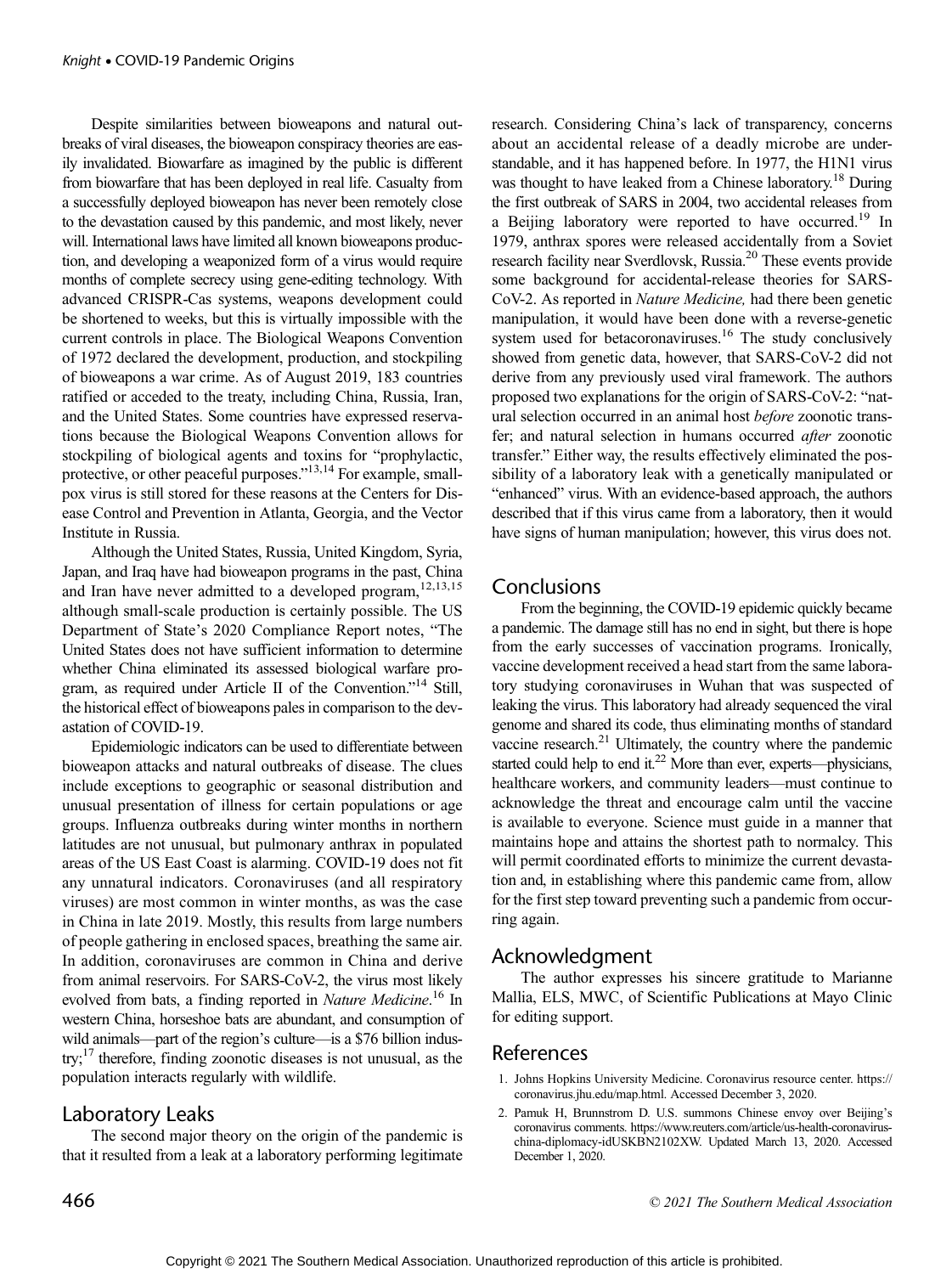Despite similarities between bioweapons and natural outbreaks of viral diseases, the bioweapon conspiracy theories are easily invalidated. Biowarfare as imagined by the public is different from biowarfare that has been deployed in real life. Casualty from a successfully deployed bioweapon has never been remotely close to the devastation caused by this pandemic, and most likely, never will. International laws have limited all known bioweapons production, and developing a weaponized form of a virus would require months of complete secrecy using gene-editing technology. With advanced CRISPR-Cas systems, weapons development could be shortened to weeks, but this is virtually impossible with the current controls in place. The Biological Weapons Convention of 1972 declared the development, production, and stockpiling of bioweapons a war crime. As of August 2019, 183 countries ratified or acceded to the treaty, including China, Russia, Iran, and the United States. Some countries have expressed reservations because the Biological Weapons Convention allows for stockpiling of biological agents and toxins for "prophylactic, protective, or other peaceful purposes."[13,14] For example, smallpox virus is still stored for these reasons at the Centers for Disease Control and Prevention in Atlanta, Georgia, and the Vector Institute in Russia.

Although the United States, Russia, United Kingdom, Syria, Japan, and Iraq have had bioweapon programs in the past, China and Iran have never admitted to a developed program,[12,13,15] although small-scale production is certainly possible. The US Department of State's 2020 Compliance Report notes, "The United States does not have sufficient information to determine whether China eliminated its assessed biological warfare program, as required under Article II of the Convention."[14] Still, the historical effect of bioweapons pales in comparison to the devastation of COVID-19.

Epidemiologic indicators can be used to differentiate between bioweapon attacks and natural outbreaks of disease. The clues include exceptions to geographic or seasonal distribution and unusual presentation of illness for certain populations or age groups. Influenza outbreaks during winter months in northern latitudes are not unusual, but pulmonary anthrax in populated areas of the US East Coast is alarming. COVID-19 does not fit any unnatural indicators. Coronaviruses (and all respiratory viruses) are most common in winter months, as was the case in China in late 2019. Mostly, this results from large numbers of people gathering in enclosed spaces, breathing the same air. In addition, coronaviruses are common in China and derive from animal reservoirs. For SARS-CoV-2, the virus most likely evolved from bats, a finding reported in *Nature Medicine*.[16] In western China, horseshoe bats are abundant, and consumption of wild animals—part of the region's culture—is a $76 billion industry;[17] therefore, finding zoonotic diseases is not unusual, as the population interacts regularly with wildlife.

## Laboratory Leaks

The second major theory on the origin of the pandemic is that it resulted from a leak at a laboratory performing legitimate research. Considering China's lack of transparency, concerns about an accidental release of a deadly microbe are understandable, and it has happened before. In 1977, the H1N1 virus was thought to have leaked from a Chinese laboratory.[18] During the first outbreak of SARS in 2004, two accidental releases from a Beijing laboratory were reported to have occurred.[19] In 1979, anthrax spores were released accidentally from a Soviet research facility near Sverdlovsk, Russia.[20] These events provide some background for accidental-release theories for SARS-CoV-2. As reported in *Nature Medicine,* had there been genetic manipulation, it would have been done with a reverse-genetic system used for betacoronaviruses.[16] The study conclusively showed from genetic data, however, that SARS-CoV-2 did not derive from any previously used viral framework. The authors proposed two explanations for the origin of SARS-CoV-2: "natural selection occurred in an animal host *before* zoonotic transfer; and natural selection in humans occurred *after* zoonotic transfer." Either way, the results effectively eliminated the possibility of a laboratory leak with a genetically manipulated or "enhanced" virus. With an evidence-based approach, the authors described that if this virus came from a laboratory, then it would have signs of human manipulation; however, this virus does not.

## Conclusions

From the beginning, the COVID-19 epidemic quickly became a pandemic. The damage still has no end in sight, but there is hope from the early successes of vaccination programs. Ironically, vaccine development received a head start from the same laboratory studying coronaviruses in Wuhan that was suspected of leaking the virus. This laboratory had already sequenced the viral genome and shared its code, thus eliminating months of standard vaccine research.[21] Ultimately, the country where the pandemic started could help to end it.[22] More than ever, experts—physicians, healthcare workers, and community leaders—must continue to acknowledge the threat and encourage calm until the vaccine is available to everyone. Science must guide in a manner that maintains hope and attains the shortest path to normalcy. This will permit coordinated efforts to minimize the current devastation and, in establishing where this pandemic came from, allow for the first step toward preventing such a pandemic from occurring again.

## Acknowledgment

The author expresses his sincere gratitude to Marianne Mallia, ELS, MWC, of Scientific Publications at Mayo Clinic for editing support.

## References

1. Johns Hopkins University Medicine. Coronavirus resource center. https://coronavirus.jhu.edu/map.html. Accessed December 3, 2020.
2. Pamuk H, Brunnstrom D. U.S. summons Chinese envoy over Beijing's coronavirus comments. https://www.reuters.com/article/us-health-coronavirus-china-diplomacy-idUSKBN2102XW. Updated March 13, 2020. Accessed December 1, 2020.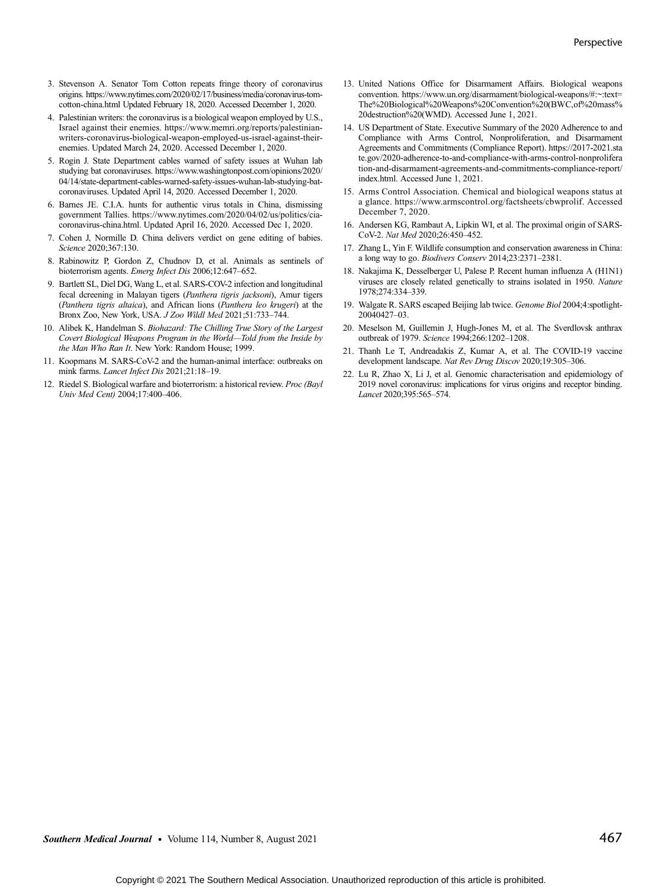3. Stevenson A. Senator Tom Cotton repeats fringe theory of coronavirus origins. https://www.nytimes.com/2020/02/17/business/media/coronavirus-tom-cotton-china.html Updated February 18, 2020. Accessed December 1, 2020.
4. Palestinian writers: the coronavirus is a biological weapon employed by U.S., Israel against their enemies. https://www.memri.org/reports/palestinian-writers-coronavirus-biological-weapon-employed-us-israel-against-their-enemies. Updated March 24, 2020. Accessed December 1, 2020.
5. Rogin J. State Department cables warned of safety issues at Wuhan lab studying bat coronaviruses. https://www.washingtonpost.com/opinions/2020/04/14/state-department-cables-warned-safety-issues-wuhan-lab-studying-bat-coronaviruses. Updated April 14, 2020. Accessed December 1, 2020.
6. Barnes JE. C.I.A. hunts for authentic virus totals in China, dismissing government Tallies. https://www.nytimes.com/2020/04/02/us/politics/cia-coronavirus-china.html. Updated April 16, 2020. Accessed Dec 1, 2020.
7. Cohen J, Normille D. China delivers verdict on gene editing of babies. *Science* 2020;367:130.
8. Rabinowitz P, Gordon Z, Chudnov D, et al. Animals as sentinels of bioterrorism agents. *Emerg Infect Dis* 2006;12:647–652.
9. Bartlett SL, Diel DG, Wang L, et al. SARS-COV-2 infection and longitudinal fecal dcreening in Malayan tigers (*Panthera tigris jacksoni*), Amur tigers (*Panthera tigris altaica*), and African lions (*Panthera leo krugeri*) at the Bronx Zoo, New York, USA. *J Zoo Wildl Med* 2021;51:733–744.
10. Alibek K, Handelman S. *Biohazard: The Chilling True Story of the Largest Covert Biological Weapons Program in the World—Told from the Inside by the Man Who Ran It*. New York: Random House; 1999.
11. Koopmans M. SARS-CoV-2 and the human-animal interface: outbreaks on mink farms. *Lancet Infect Dis* 2021;21:18–19.
12. Riedel S. Biological warfare and bioterrorism: a historical review. *Proc (Bayl Univ Med Cent)* 2004;17:400–406.
13. United Nations Office for Disarmament Affairs. Biological weapons convention. https://www.un.org/disarmament/biological-weapons/#:~:text=The%20Biological%20Weapons%20Convention%20(BWC,of%20mass%20destruction%20(WMD). Accessed June 1, 2021.
14. US Department of State. Executive Summary of the 2020 Adherence to and Compliance with Arms Control, Nonproliferation, and Disarmament Agreements and Commitments (Compliance Report). https://2017-2021.state.gov/2020-adherence-to-and-compliance-with-arms-control-nonproliferation-and-disarmament-agreements-and-commitments-compliance-report/index.html. Accessed June 1, 2021.
15. Arms Control Association. Chemical and biological weapons status at a glance. https://www.armscontrol.org/factsheets/cbwprolif. Accessed December 7, 2020.
16. Andersen KG, Rambaut A, Lipkin WI, et al. The proximal origin of SARS-CoV-2. *Nat Med* 2020;26:450–452.
17. Zhang L, Yin F. Wildlife consumption and conservation awareness in China: a long way to go. *Biodivers Conserv* 2014;23:2371–2381.
18. Nakajima K, Desselberger U, Palese P. Recent human influenza A (H1N1) viruses are closely related genetically to strains isolated in 1950. *Nature* 1978;274:334–339.
19. Walgate R. SARS escaped Beijing lab twice. *Genome Biol* 2004;4:spotlight-20040427–03.
20. Meselson M, Guillemin J, Hugh-Jones M, et al. The Sverdlovsk anthrax outbreak of 1979. *Science* 1994;266:1202–1208.
21. Thanh Le T, Andreadakis Z, Kumar A, et al. The COVID-19 vaccine development landscape. *Nat Rev Drug Discov* 2020;19:305–306.
22. Lu R, Zhao X, Li J, et al. Genomic characterisation and epidemiology of 2019 novel coronavirus: implications for virus origins and receptor binding. *Lancet* 2020;395:565–574.